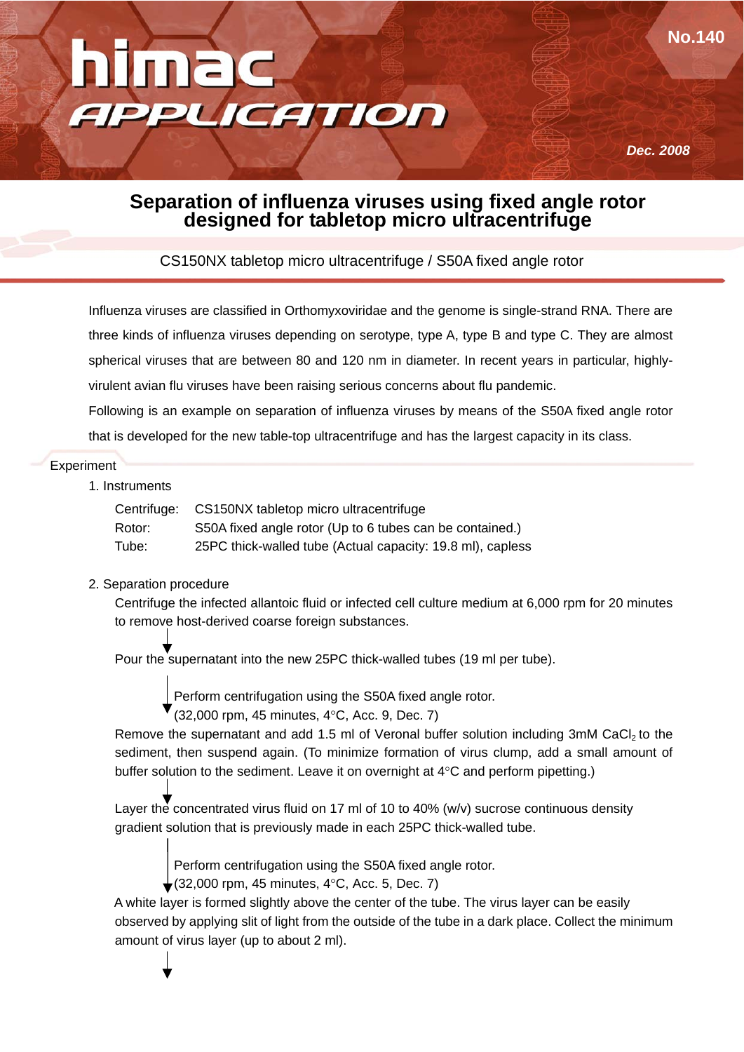# himac APPLICATION

No.140

*Dec. 2008*

## Separation of influenza viruses using fixed angle rotor designed for tabletop micro ultracentrifuge

CS150NX tabletop micro ultracentrifuge / S50A fixed angle rotor

Influenza viruses are classified in Orthomyxoviridae and the genome is single-strand RNA. There are three kinds of influenza viruses depending on serotype, type A, type B and type C. They are almost spherical viruses that are between 80 and 120 nm in diameter. In recent years in particular, highly-virulent avian flu viruses have been raising serious concerns about flu pandemic.

Following is an example on separation of influenza viruses by means of the S50A fixed angle rotor that is developed for the new table-top ultracentrifuge and has the largest capacity in its class.

### Experiment

1. Instruments

| | |
|---|---|
| Centrifuge: | CS150NX tabletop micro ultracentrifuge |
| Rotor: | S50A fixed angle rotor (Up to 6 tubes can be contained.) |
| Tube: | 25PC thick-walled tube (Actual capacity: 19.8 ml), capless |

2. Separation procedure

Centrifuge the infected allantoic fluid or infected cell culture medium at 6,000 rpm for 20 minutes to remove host-derived coarse foreign substances.

↓

Pour the supernatant into the new 25PC thick-walled tubes (19 ml per tube).

↓ Perform centrifugation using the S50A fixed angle rotor.
(32,000 rpm, 45 minutes, 4°C, Acc. 9, Dec. 7)

Remove the supernatant and add 1.5 ml of Veronal buffer solution including 3mM $CaCl_2$ to the sediment, then suspend again. (To minimize formation of virus clump, add a small amount of buffer solution to the sediment. Leave it on overnight at 4°C and perform pipetting.)

↓

Layer the concentrated virus fluid on 17 ml of 10 to 40% (w/v) sucrose continuous density gradient solution that is previously made in each 25PC thick-walled tube.

↓ Perform centrifugation using the S50A fixed angle rotor.
(32,000 rpm, 45 minutes, 4°C, Acc. 5, Dec. 7)

A white layer is formed slightly above the center of the tube. The virus layer can be easily observed by applying slit of light from the outside of the tube in a dark place. Collect the minimum amount of virus layer (up to about 2 ml).

↓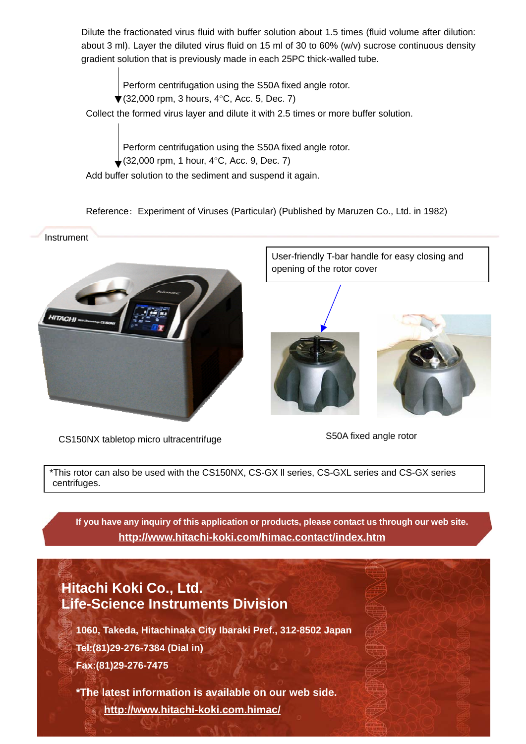Dilute the fractionated virus fluid with buffer solution about 1.5 times (fluid volume after dilution: about 3 ml). Layer the diluted virus fluid on 15 ml of 30 to 60% (w/v) sucrose continuous density gradient solution that is previously made in each 25PC thick-walled tube.

↓ Perform centrifugation using the S50A fixed angle rotor. (32,000 rpm, 3 hours, 4°C, Acc. 5, Dec. 7)

Collect the formed virus layer and dilute it with 2.5 times or more buffer solution.

↓ Perform centrifugation using the S50A fixed angle rotor. (32,000 rpm, 1 hour, 4°C, Acc. 9, Dec. 7)

Add buffer solution to the sediment and suspend it again.

Reference: Experiment of Viruses (Particular) (Published by Maruzen Co., Ltd. in 1982)

## Instrument

User-friendly T-bar handle for easy closing and opening of the rotor cover

CS150NX tabletop micro ultracentrifuge

S50A fixed angle rotor

*This rotor can also be used with the CS150NX, CS-GX Ⅱ series, CS-GXL series and CS-GX series centrifuges.

**If you have any inquiry of this application or products, please contact us through our web site.**
**http://www.hitachi-koki.com/himac.contact/index.htm**

## Hitachi Koki Co., Ltd.
## Life-Science Instruments Division

**1060, Takeda, Hitachinaka City Ibaraki Pref., 312-8502 Japan**
**Tel:(81)29-276-7384 (Dial in)**
**Fax:(81)29-276-7475**

**\*The latest information is available on our web side.**
**http://www.hitachi-koki.com.himac/**